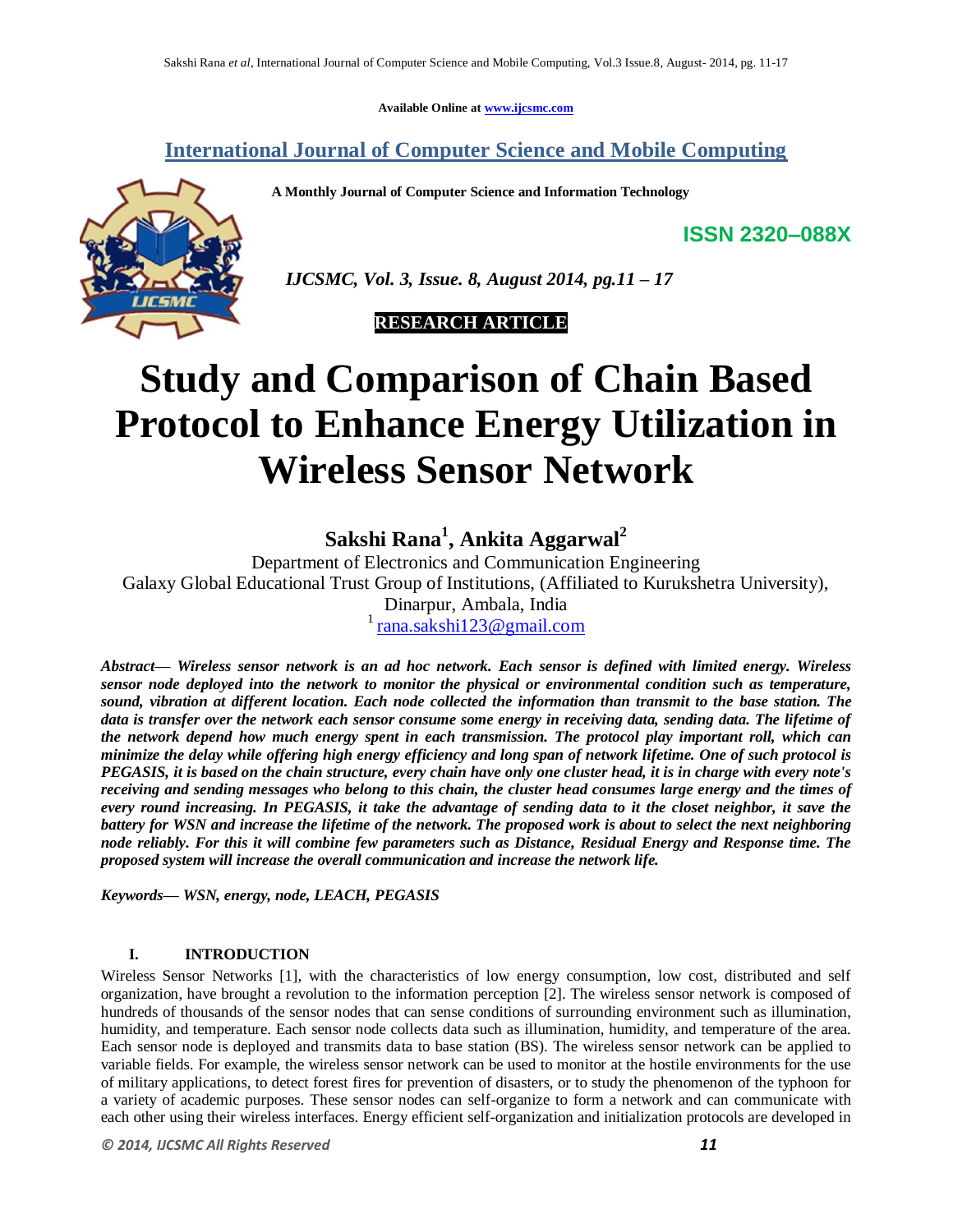Available Online at www.ijcsmc.com

**International Journal of Computer Science and Mobile Computing**

**A Monthly Journal of Computer Science and Information Technology**

**ISSN 2320–088X**

*IJCSMC, Vol. 3, Issue. 8, August 2014, pg.11 – 17*

**RESEARCH ARTICLE**

# Study and Comparison of Chain Based Protocol to Enhance Energy Utilization in Wireless Sensor Network

**Sakshi Rana[1], Ankita Aggarwal[2]**

Department of Electronics and Communication Engineering
Galaxy Global Educational Trust Group of Institutions, (Affiliated to Kurukshetra University), Dinarpur, Ambala, India
[1] rana.sakshi123@gmail.com

***Abstract— Wireless sensor network is an ad hoc network. Each sensor is defined with limited energy. Wireless sensor node deployed into the network to monitor the physical or environmental condition such as temperature, sound, vibration at different location. Each node collected the information than transmit to the base station. The data is transfer over the network each sensor consume some energy in receiving data, sending data. The lifetime of the network depend how much energy spent in each transmission. The protocol play important roll, which can minimize the delay while offering high energy efficiency and long span of network lifetime. One of such protocol is PEGASIS, it is based on the chain structure, every chain have only one cluster head, it is in charge with every note's receiving and sending messages who belong to this chain, the cluster head consumes large energy and the times of every round increasing. In PEGASIS, it take the advantage of sending data to it the closet neighbor, it save the battery for WSN and increase the lifetime of the network. The proposed work is about to select the next neighboring node reliably. For this it will combine few parameters such as Distance, Residual Energy and Response time. The proposed system will increase the overall communication and increase the network life.***

***Keywords— WSN, energy, node, LEACH, PEGASIS***

## I. INTRODUCTION

Wireless Sensor Networks [1], with the characteristics of low energy consumption, low cost, distributed and self organization, have brought a revolution to the information perception [2]. The wireless sensor network is composed of hundreds of thousands of the sensor nodes that can sense conditions of surrounding environment such as illumination, humidity, and temperature. Each sensor node collects data such as illumination, humidity, and temperature of the area. Each sensor node is deployed and transmits data to base station (BS). The wireless sensor network can be applied to variable fields. For example, the wireless sensor network can be used to monitor at the hostile environments for the use of military applications, to detect forest fires for prevention of disasters, or to study the phenomenon of the typhoon for a variety of academic purposes. These sensor nodes can self-organize to form a network and can communicate with each other using their wireless interfaces. Energy efficient self-organization and initialization protocols are developed in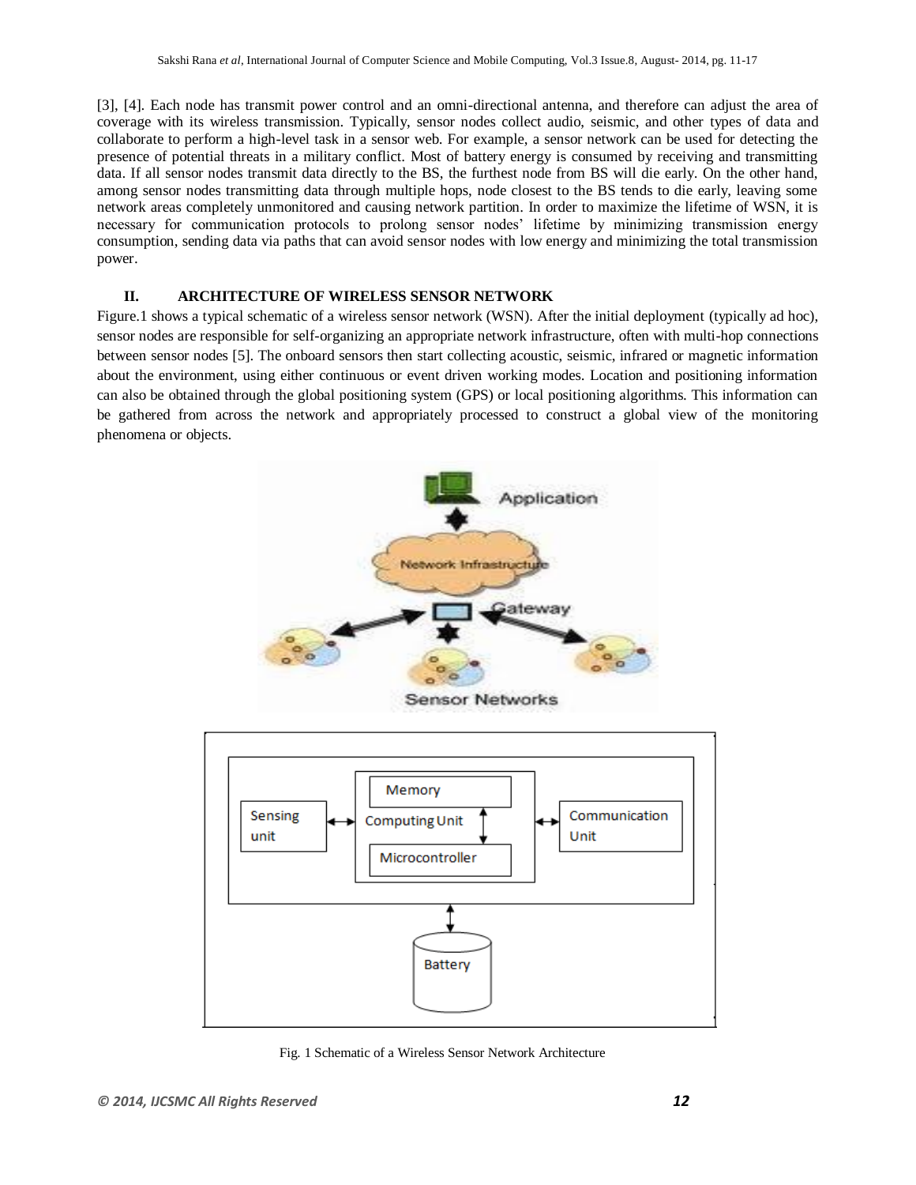[3], [4]. Each node has transmit power control and an omni-directional antenna, and therefore can adjust the area of coverage with its wireless transmission. Typically, sensor nodes collect audio, seismic, and other types of data and collaborate to perform a high-level task in a sensor web. For example, a sensor network can be used for detecting the presence of potential threats in a military conflict. Most of battery energy is consumed by receiving and transmitting data. If all sensor nodes transmit data directly to the BS, the furthest node from BS will die early. On the other hand, among sensor nodes transmitting data through multiple hops, node closest to the BS tends to die early, leaving some network areas completely unmonitored and causing network partition. In order to maximize the lifetime of WSN, it is necessary for communication protocols to prolong sensor nodes' lifetime by minimizing transmission energy consumption, sending data via paths that can avoid sensor nodes with low energy and minimizing the total transmission power.

## II. ARCHITECTURE OF WIRELESS SENSOR NETWORK

Figure.1 shows a typical schematic of a wireless sensor network (WSN). After the initial deployment (typically ad hoc), sensor nodes are responsible for self-organizing an appropriate network infrastructure, often with multi-hop connections between sensor nodes [5]. The onboard sensors then start collecting acoustic, seismic, infrared or magnetic information about the environment, using either continuous or event driven working modes. Location and positioning information can also be obtained through the global positioning system (GPS) or local positioning algorithms. This information can be gathered from across the network and appropriately processed to construct a global view of the monitoring phenomena or objects.

Fig. 1 Schematic of a Wireless Sensor Network Architecture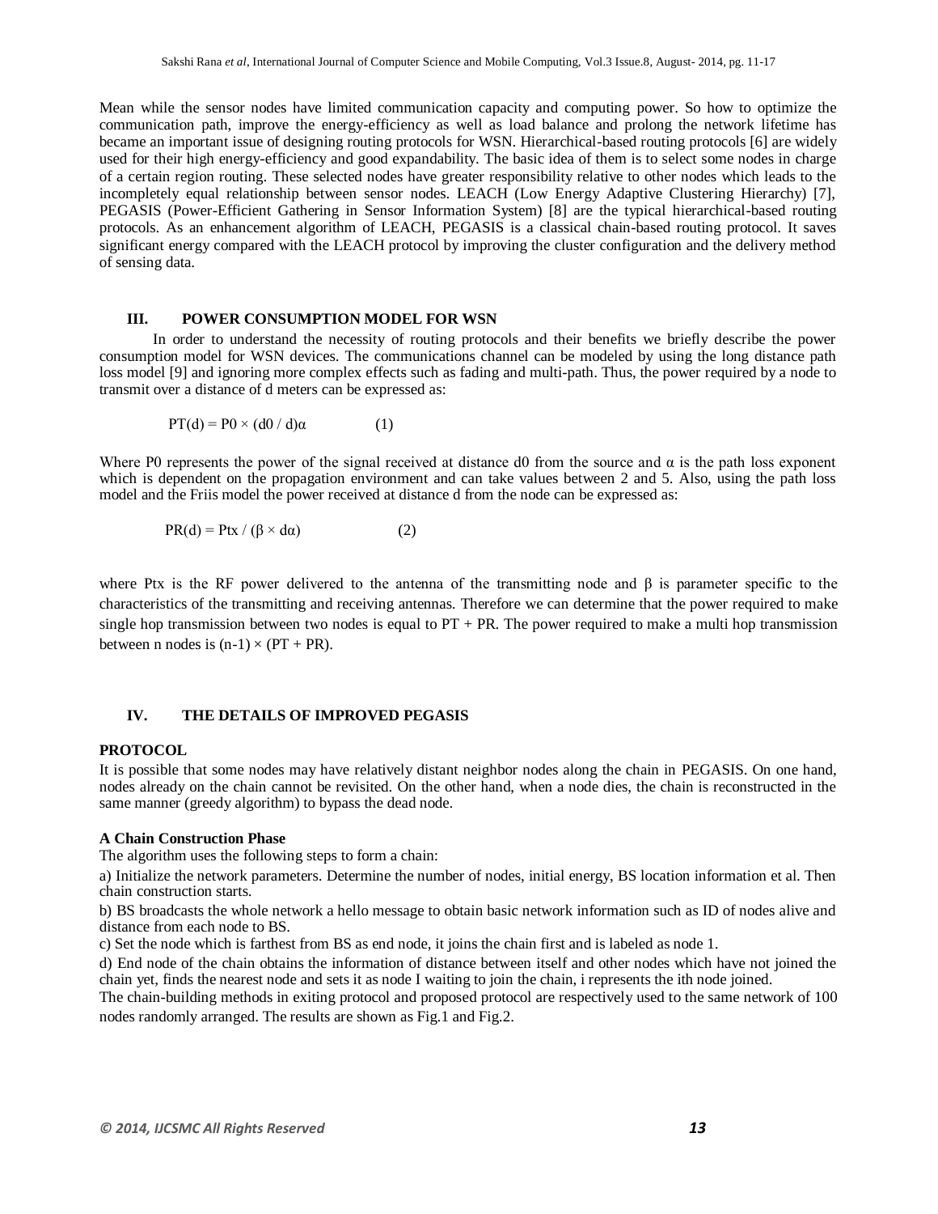Mean while the sensor nodes have limited communication capacity and computing power. So how to optimize the communication path, improve the energy-efficiency as well as load balance and prolong the network lifetime has became an important issue of designing routing protocols for WSN. Hierarchical-based routing protocols [6] are widely used for their high energy-efficiency and good expandability. The basic idea of them is to select some nodes in charge of a certain region routing. These selected nodes have greater responsibility relative to other nodes which leads to the incompletely equal relationship between sensor nodes. LEACH (Low Energy Adaptive Clustering Hierarchy) [7], PEGASIS (Power-Efficient Gathering in Sensor Information System) [8] are the typical hierarchical-based routing protocols. As an enhancement algorithm of LEACH, PEGASIS is a classical chain-based routing protocol. It saves significant energy compared with the LEACH protocol by improving the cluster configuration and the delivery method of sensing data.

## III. POWER CONSUMPTION MODEL FOR WSN

In order to understand the necessity of routing protocols and their benefits we briefly describe the power consumption model for WSN devices. The communications channel can be modeled by using the long distance path loss model [9] and ignoring more complex effects such as fading and multi-path. Thus, the power required by a node to transmit over a distance of d meters can be expressed as:

$$PT(d) = P0 \times (d0 / d)\alpha \qquad (1)$$

Where P0 represents the power of the signal received at distance d0 from the source and $\alpha$ is the path loss exponent which is dependent on the propagation environment and can take values between 2 and 5. Also, using the path loss model and the Friis model the power received at distance d from the node can be expressed as:

$$PR(d) = Ptx / (\beta \times d\alpha) \qquad (2)$$

where Ptx is the RF power delivered to the antenna of the transmitting node and $\beta$ is parameter specific to the characteristics of the transmitting and receiving antennas. Therefore we can determine that the power required to make single hop transmission between two nodes is equal to PT + PR. The power required to make a multi hop transmission between n nodes is $(n-1) \times (PT + PR)$.

## IV. THE DETAILS OF IMPROVED PEGASIS

**PROTOCOL**

It is possible that some nodes may have relatively distant neighbor nodes along the chain in PEGASIS. On one hand, nodes already on the chain cannot be revisited. On the other hand, when a node dies, the chain is reconstructed in the same manner (greedy algorithm) to bypass the dead node.

**A Chain Construction Phase**

The algorithm uses the following steps to form a chain:

a) Initialize the network parameters. Determine the number of nodes, initial energy, BS location information et al. Then chain construction starts.

b) BS broadcasts the whole network a hello message to obtain basic network information such as ID of nodes alive and distance from each node to BS.

c) Set the node which is farthest from BS as end node, it joins the chain first and is labeled as node 1.

d) End node of the chain obtains the information of distance between itself and other nodes which have not joined the chain yet, finds the nearest node and sets it as node I waiting to join the chain, i represents the ith node joined.

The chain-building methods in exiting protocol and proposed protocol are respectively used to the same network of 100 nodes randomly arranged. The results are shown as Fig.1 and Fig.2.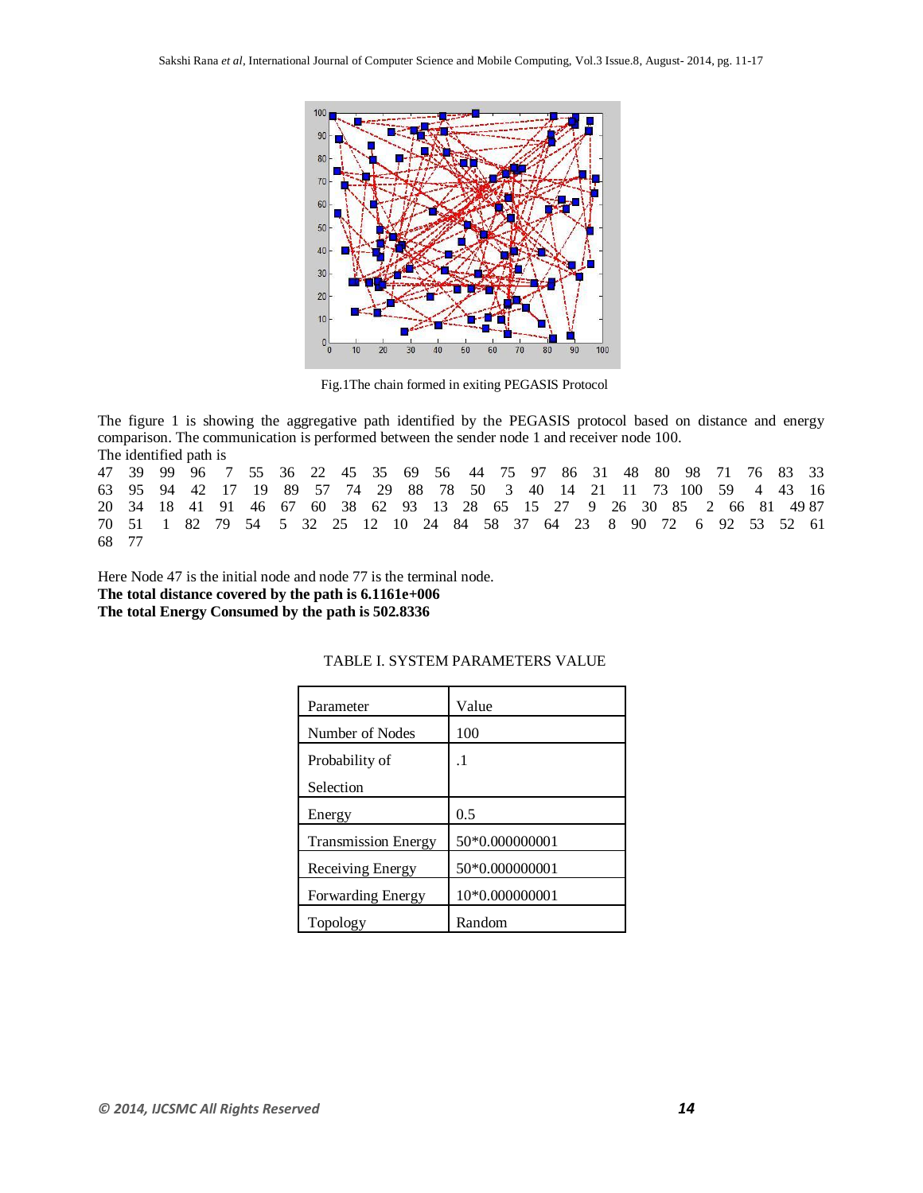Fig.1The chain formed in exiting PEGASIS Protocol

The figure 1 is showing the aggregative path identified by the PEGASIS protocol based on distance and energy comparison. The communication is performed between the sender node 1 and receiver node 100.

The identified path is

47 39 99 96 7 55 36 22 45 35 69 56 44 75 97 86 31 48 80 98 71 76 83 33 63 95 94 42 17 19 89 57 74 29 88 78 50 3 40 14 21 11 73 100 59 4 43 16 20 34 18 41 91 46 67 60 38 62 93 13 28 65 15 27 9 26 30 85 2 66 81 49 87 70 51 1 82 79 54 5 32 25 12 10 24 84 58 37 64 23 8 90 72 6 92 53 52 61 68 77

Here Node 47 is the initial node and node 77 is the terminal node.

**The total distance covered by the path is 6.1161e+006**

**The total Energy Consumed by the path is 502.8336**

TABLE I. SYSTEM PARAMETERS VALUE

| Parameter | Value |
|---|---|
| Number of Nodes | 100 |
| Probability of Selection | .1 |
| Energy | 0.5 |
| Transmission Energy | 50*0.000000001 |
| Receiving Energy | 50*0.000000001 |
| Forwarding Energy | 10*0.000000001 |
| Topology | Random |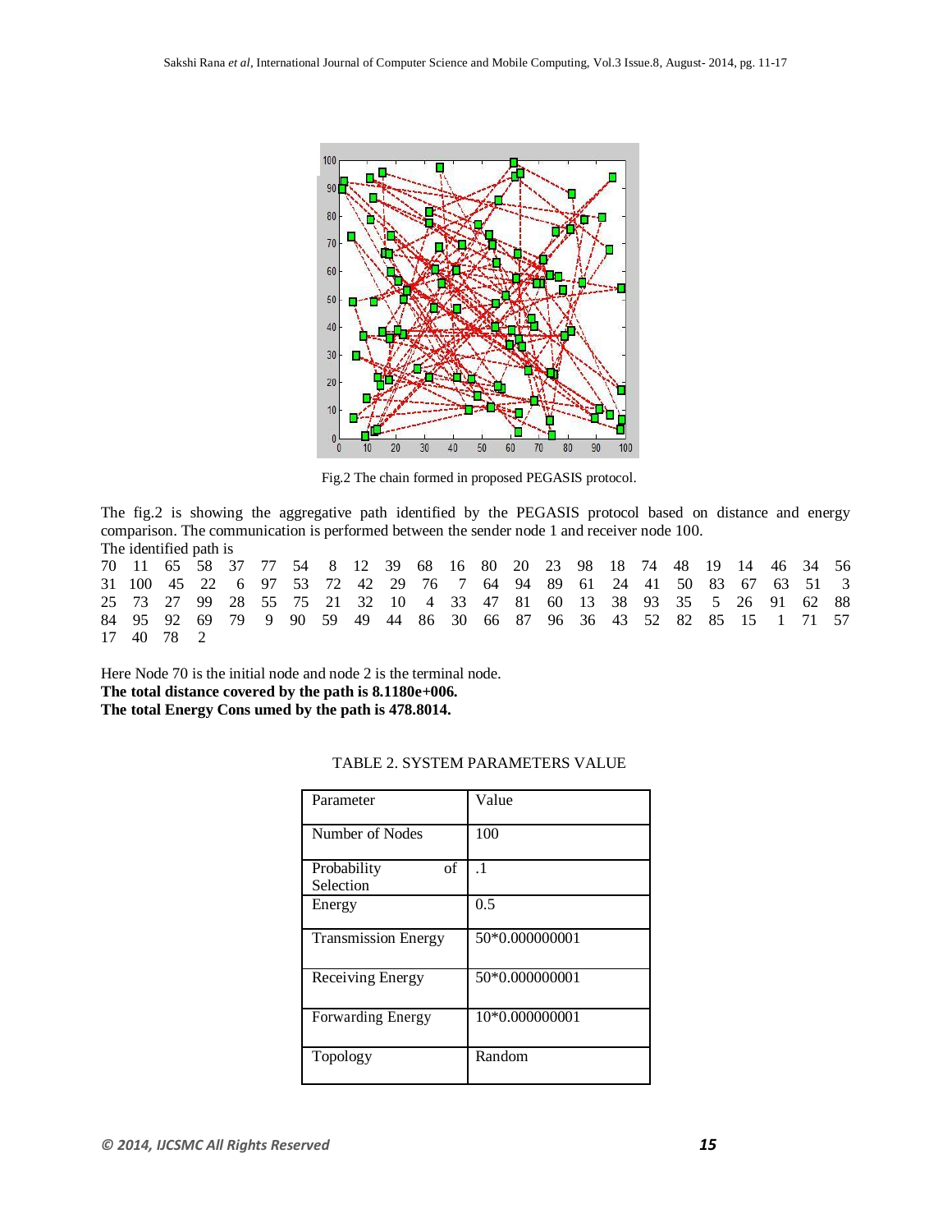Fig.2 The chain formed in proposed PEGASIS protocol.

The fig.2 is showing the aggregative path identified by the PEGASIS protocol based on distance and energy comparison. The communication is performed between the sender node 1 and receiver node 100.

The identified path is

70 11 65 58 37 77 54 8 12 39 68 16 80 20 23 98 18 74 48 19 14 46 34 56 31 100 45 22 6 97 53 72 42 29 76 7 64 94 89 61 24 41 50 83 67 63 51 3 25 73 27 99 28 55 75 21 32 10 4 33 47 81 60 13 38 93 35 5 26 91 62 88 84 95 92 69 79 9 90 59 49 44 86 30 66 87 96 36 43 52 82 85 15 1 71 57 17 40 78 2

Here Node 70 is the initial node and node 2 is the terminal node.

**The total distance covered by the path is 8.1180e+006.**

**The total Energy Cons umed by the path is 478.8014.**

TABLE 2. SYSTEM PARAMETERS VALUE

| Parameter | Value |
|---|---|
| Number of Nodes | 100 |
| Probability of Selection | .1 |
| Energy | 0.5 |
| Transmission Energy | 50*0.000000001 |
| Receiving Energy | 50*0.000000001 |
| Forwarding Energy | 10*0.000000001 |
| Topology | Random |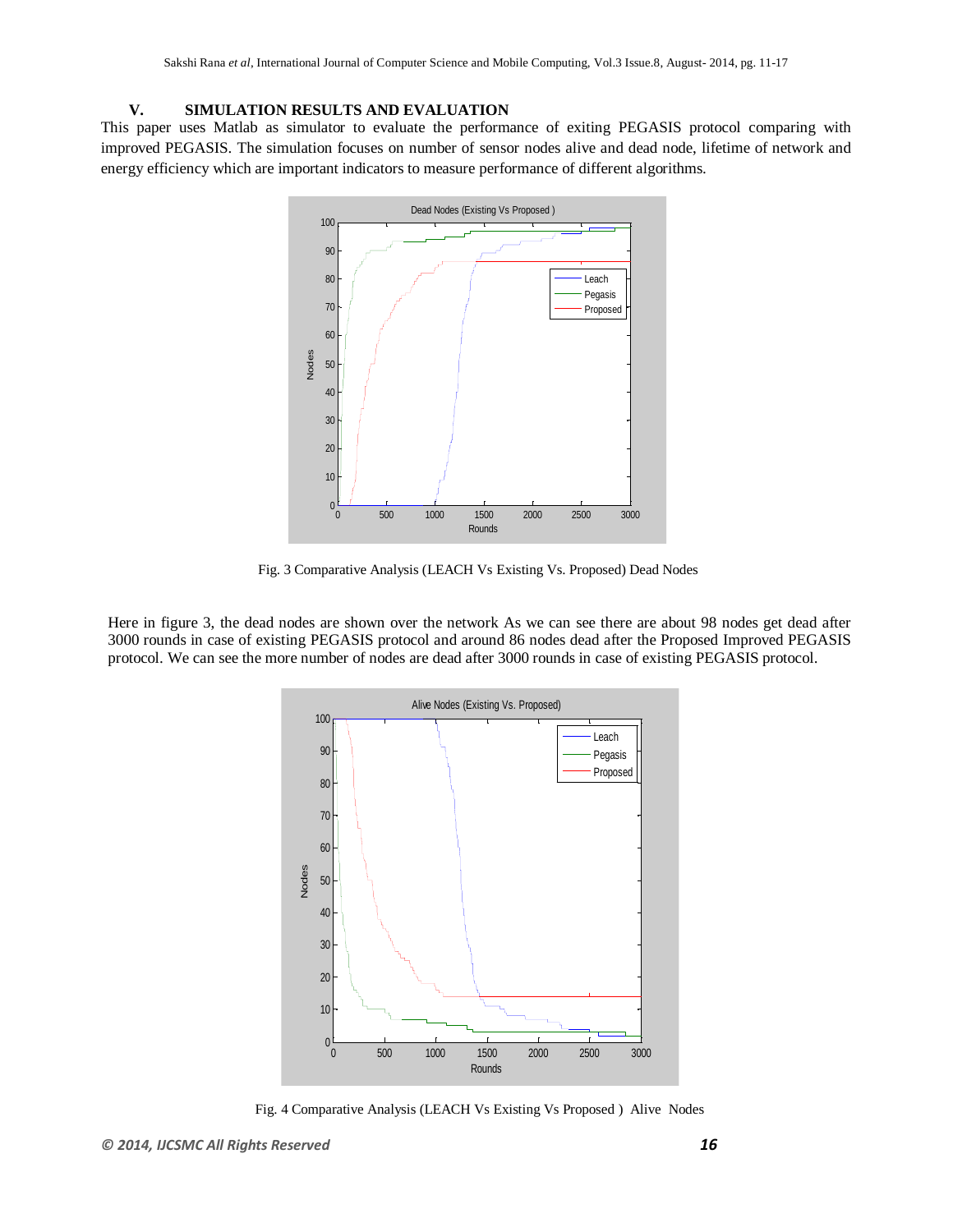## V. SIMULATION RESULTS AND EVALUATION

This paper uses Matlab as simulator to evaluate the performance of exiting PEGASIS protocol comparing with improved PEGASIS. The simulation focuses on number of sensor nodes alive and dead node, lifetime of network and energy efficiency which are important indicators to measure performance of different algorithms.

Fig. 3 Comparative Analysis (LEACH Vs Existing Vs. Proposed) Dead Nodes

Here in figure 3, the dead nodes are shown over the network As we can see there are about 98 nodes get dead after 3000 rounds in case of existing PEGASIS protocol and around 86 nodes dead after the Proposed Improved PEGASIS protocol. We can see the more number of nodes are dead after 3000 rounds in case of existing PEGASIS protocol.

Fig. 4 Comparative Analysis (LEACH Vs Existing Vs Proposed ) Alive Nodes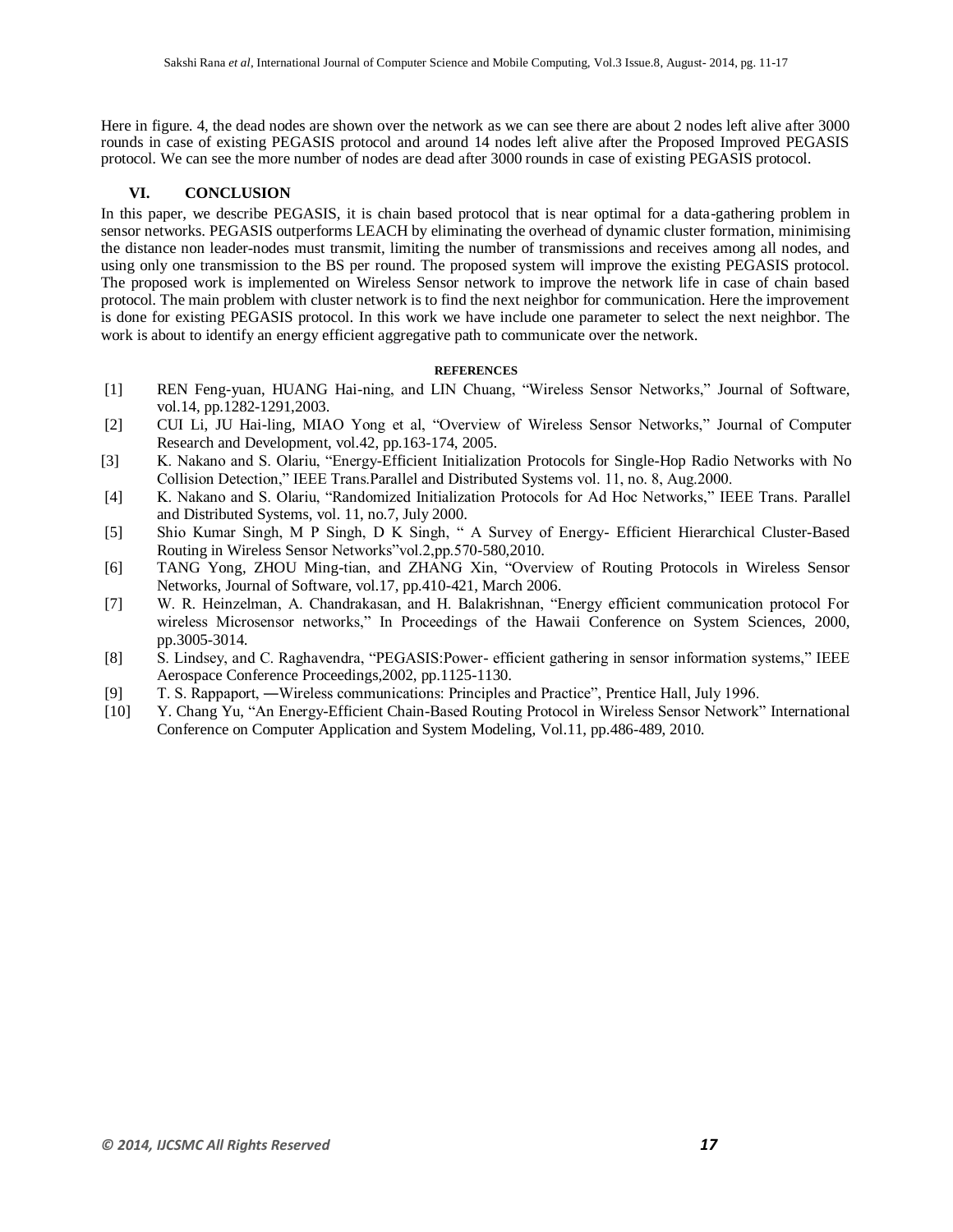Here in figure. 4, the dead nodes are shown over the network as we can see there are about 2 nodes left alive after 3000 rounds in case of existing PEGASIS protocol and around 14 nodes left alive after the Proposed Improved PEGASIS protocol. We can see the more number of nodes are dead after 3000 rounds in case of existing PEGASIS protocol.

## VI. CONCLUSION

In this paper, we describe PEGASIS, it is chain based protocol that is near optimal for a data-gathering problem in sensor networks. PEGASIS outperforms LEACH by eliminating the overhead of dynamic cluster formation, minimising the distance non leader-nodes must transmit, limiting the number of transmissions and receives among all nodes, and using only one transmission to the BS per round. The proposed system will improve the existing PEGASIS protocol. The proposed work is implemented on Wireless Sensor network to improve the network life in case of chain based protocol. The main problem with cluster network is to find the next neighbor for communication. Here the improvement is done for existing PEGASIS protocol. In this work we have include one parameter to select the next neighbor. The work is about to identify an energy efficient aggregative path to communicate over the network.

### REFERENCES

[1] REN Feng-yuan, HUANG Hai-ning, and LIN Chuang, "Wireless Sensor Networks," Journal of Software, vol.14, pp.1282-1291,2003.

[2] CUI Li, JU Hai-ling, MIAO Yong et al, "Overview of Wireless Sensor Networks," Journal of Computer Research and Development, vol.42, pp.163-174, 2005.

[3] K. Nakano and S. Olariu, "Energy-Efficient Initialization Protocols for Single-Hop Radio Networks with No Collision Detection," IEEE Trans.Parallel and Distributed Systems vol. 11, no. 8, Aug.2000.

[4] K. Nakano and S. Olariu, "Randomized Initialization Protocols for Ad Hoc Networks," IEEE Trans. Parallel and Distributed Systems, vol. 11, no.7, July 2000.

[5] Shio Kumar Singh, M P Singh, D K Singh, " A Survey of Energy- Efficient Hierarchical Cluster-Based Routing in Wireless Sensor Networks"vol.2,pp.570-580,2010.

[6] TANG Yong, ZHOU Ming-tian, and ZHANG Xin, "Overview of Routing Protocols in Wireless Sensor Networks, Journal of Software, vol.17, pp.410-421, March 2006.

[7] W. R. Heinzelman, A. Chandrakasan, and H. Balakrishnan, "Energy efficient communication protocol For wireless Microsensor networks," In Proceedings of the Hawaii Conference on System Sciences, 2000, pp.3005-3014.

[8] S. Lindsey, and C. Raghavendra, "PEGASIS:Power- efficient gathering in sensor information systems," IEEE Aerospace Conference Proceedings,2002, pp.1125-1130.

[9] T. S. Rappaport, ―Wireless communications: Principles and Practice", Prentice Hall, July 1996.

[10] Y. Chang Yu, "An Energy-Efficient Chain-Based Routing Protocol in Wireless Sensor Network" International Conference on Computer Application and System Modeling, Vol.11, pp.486-489, 2010.